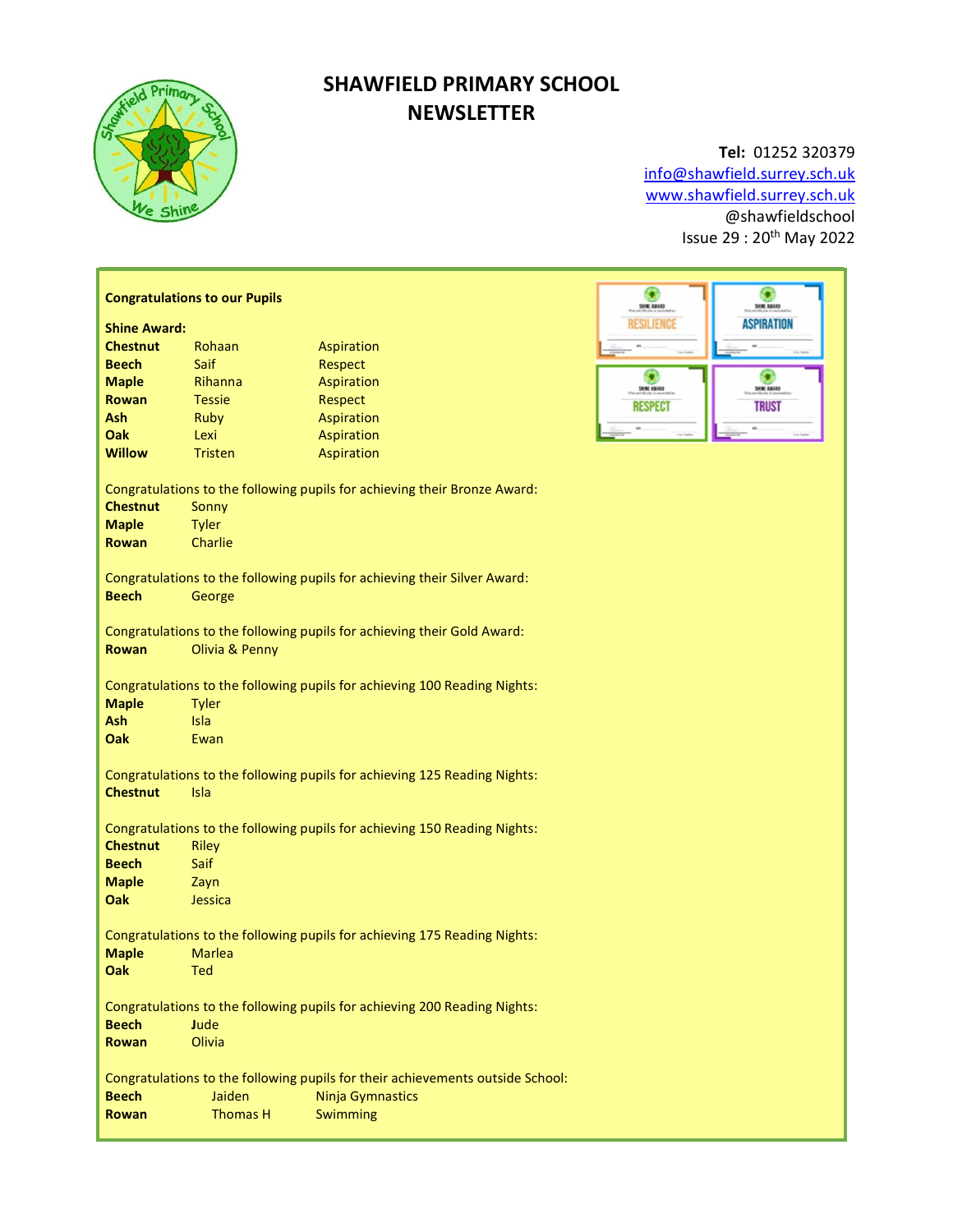# SHAWFIELD PRIMARY SCHOOL NEWSLETTER

**Tel:** 01252 320379
info@shawfield.surrey.sch.uk
www.shawfield.surrey.sch.uk
@shawfieldschool
Issue 29 : 20th May 2022

**Congratulations to our Pupils**

**Shine Award:**

| | | |
|---|---|---|
| **Chestnut** | Rohaan | Aspiration |
| **Beech** | Saif | Respect |
| **Maple** | Rihanna | Aspiration |
| **Rowan** | Tessie | Respect |
| **Ash** | Ruby | Aspiration |
| **Oak** | Lexi | Aspiration |
| **Willow** | Tristen | Aspiration |

Congratulations to the following pupils for achieving their Bronze Award:

**Chestnut** Sonny
**Maple** Tyler
**Rowan** Charlie

Congratulations to the following pupils for achieving their Silver Award:

**Beech** George

Congratulations to the following pupils for achieving their Gold Award:

**Rowan** Olivia & Penny

Congratulations to the following pupils for achieving 100 Reading Nights:

**Maple** Tyler
**Ash** Isla
**Oak** Ewan

Congratulations to the following pupils for achieving 125 Reading Nights:

**Chestnut** Isla

Congratulations to the following pupils for achieving 150 Reading Nights:

**Chestnut** Riley
**Beech** Saif
**Maple** Zayn
**Oak** Jessica

Congratulations to the following pupils for achieving 175 Reading Nights:

**Maple** Marlea
**Oak** Ted

Congratulations to the following pupils for achieving 200 Reading Nights:

**Beech** Jude
**Rowan** Olivia

Congratulations to the following pupils for their achievements outside School:

| | | |
|---|---|---|
| **Beech** | Jaiden | Ninja Gymnastics |
| **Rowan** | Thomas H | Swimming |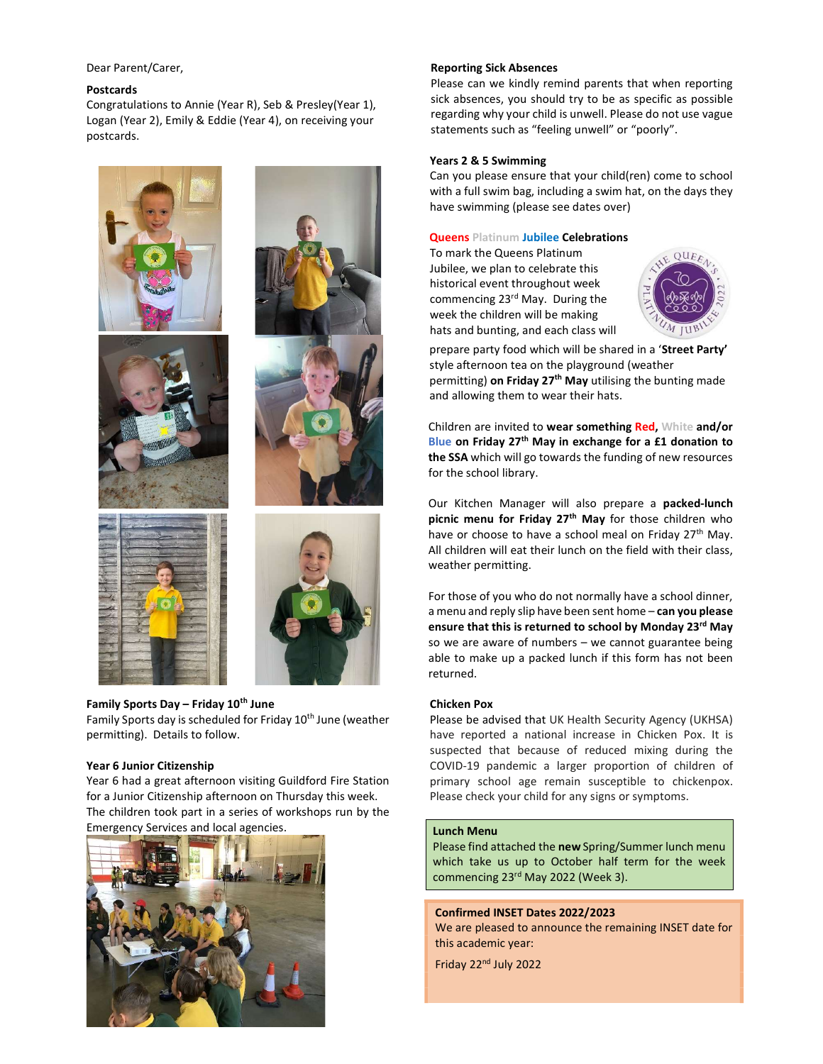Dear Parent/Carer,

**Postcards**

Congratulations to Annie (Year R), Seb & Presley(Year 1), Logan (Year 2), Emily & Eddie (Year 4), on receiving your postcards.

**Family Sports Day – Friday 10th June**

Family Sports day is scheduled for Friday 10th June (weather permitting). Details to follow.

**Year 6 Junior Citizenship**

Year 6 had a great afternoon visiting Guildford Fire Station for a Junior Citizenship afternoon on Thursday this week. The children took part in a series of workshops run by the Emergency Services and local agencies.

**Reporting Sick Absences**

Please can we kindly remind parents that when reporting sick absences, you should try to be as specific as possible regarding why your child is unwell. Please do not use vague statements such as "feeling unwell" or "poorly".

**Years 2 & 5 Swimming**

Can you please ensure that your child(ren) come to school with a full swim bag, including a swim hat, on the days they have swimming (please see dates over)

**Queens Platinum Jubilee Celebrations**

To mark the Queens Platinum Jubilee, we plan to celebrate this historical event throughout week commencing 23rd May. During the week the children will be making hats and bunting, and each class will prepare party food which will be shared in a '**Street Party'** style afternoon tea on the playground (weather permitting) **on Friday 27th May** utilising the bunting made and allowing them to wear their hats.

Children are invited to **wear something Red, White and/or Blue on Friday 27th May in exchange for a £1 donation to the SSA** which will go towards the funding of new resources for the school library.

Our Kitchen Manager will also prepare a **packed-lunch picnic menu for Friday 27th May** for those children who have or choose to have a school meal on Friday 27th May. All children will eat their lunch on the field with their class, weather permitting.

For those of you who do not normally have a school dinner, a menu and reply slip have been sent home – **can you please ensure that this is returned to school by Monday 23rd May** so we are aware of numbers – we cannot guarantee being able to make up a packed lunch if this form has not been returned.

**Chicken Pox**

Please be advised that UK Health Security Agency (UKHSA) have reported a national increase in Chicken Pox. It is suspected that because of reduced mixing during the COVID-19 pandemic a larger proportion of children of primary school age remain susceptible to chickenpox. Please check your child for any signs or symptoms.

**Lunch Menu**

Please find attached the **new** Spring/Summer lunch menu which take us up to October half term for the week commencing 23rd May 2022 (Week 3).

**Confirmed INSET Dates 2022/2023**

We are pleased to announce the remaining INSET date for this academic year:

Friday 22nd July 2022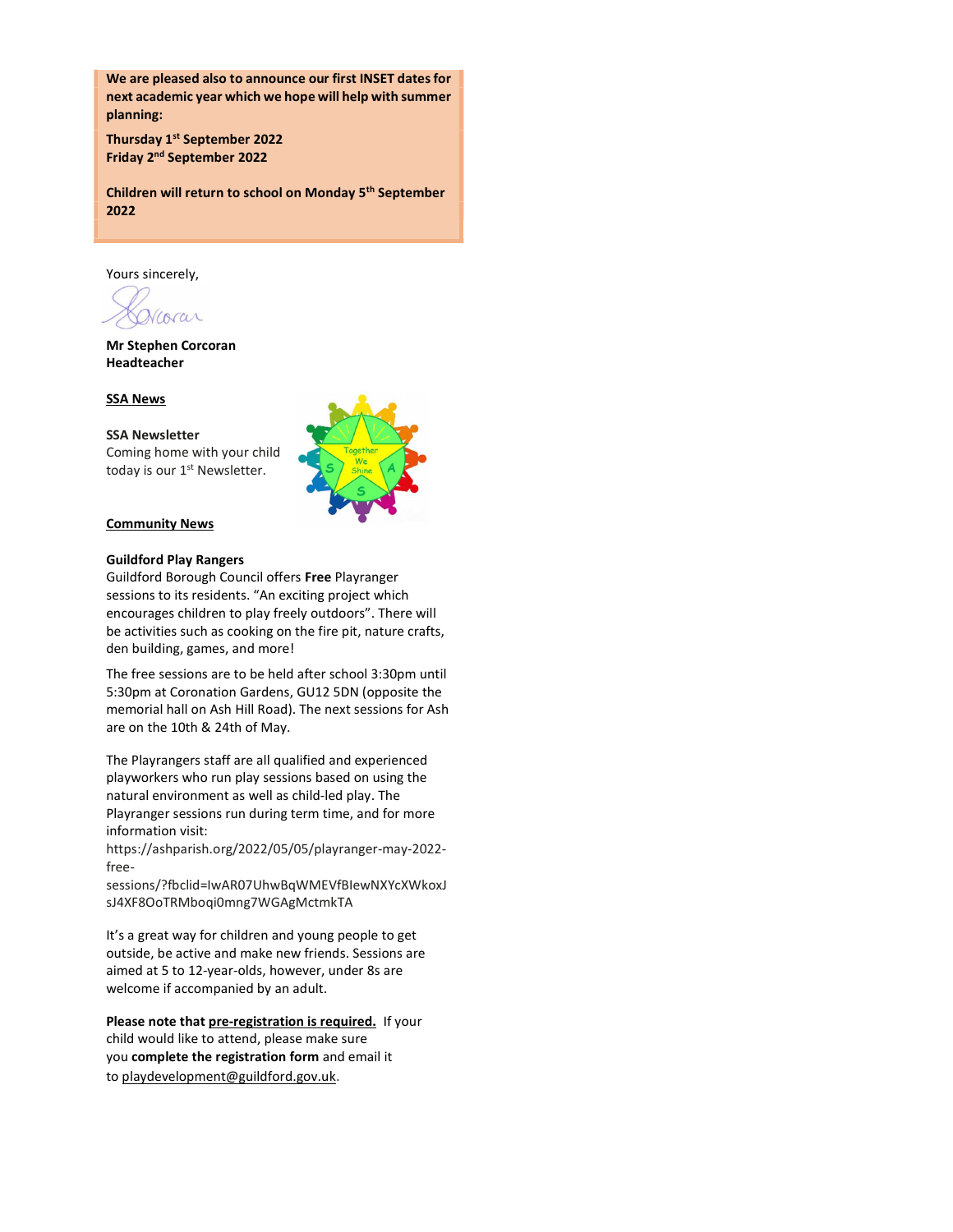**We are pleased also to announce our first INSET dates for next academic year which we hope will help with summer planning:**

**Thursday 1st September 2022**
**Friday 2nd September 2022**

**Children will return to school on Monday 5th September 2022**

Yours sincerely,

**Mr Stephen Corcoran**
**Headteacher**

## SSA News

**SSA Newsletter**
Coming home with your child today is our 1st Newsletter.

## Community News

**Guildford Play Rangers**
Guildford Borough Council offers **Free** Playranger sessions to its residents. "An exciting project which encourages children to play freely outdoors". There will be activities such as cooking on the fire pit, nature crafts, den building, games, and more!

The free sessions are to be held after school 3:30pm until 5:30pm at Coronation Gardens, GU12 5DN (opposite the memorial hall on Ash Hill Road). The next sessions for Ash are on the 10th & 24th of May.

The Playrangers staff are all qualified and experienced playworkers who run play sessions based on using the natural environment as well as child-led play. The Playranger sessions run during term time, and for more information visit: https://ashparish.org/2022/05/05/playranger-may-2022-free-sessions/?fbclid=IwAR07UhwBqWMEVfBIewNXYcXWkoxJsJ4XF8OoTRMboqi0mng7WGAgMctmkTA

It's a great way for children and young people to get outside, be active and make new friends. Sessions are aimed at 5 to 12-year-olds, however, under 8s are welcome if accompanied by an adult.

**Please note that pre-registration is required.** If your child would like to attend, please make sure you **complete the registration form** and email it to playdevelopment@guildford.gov.uk.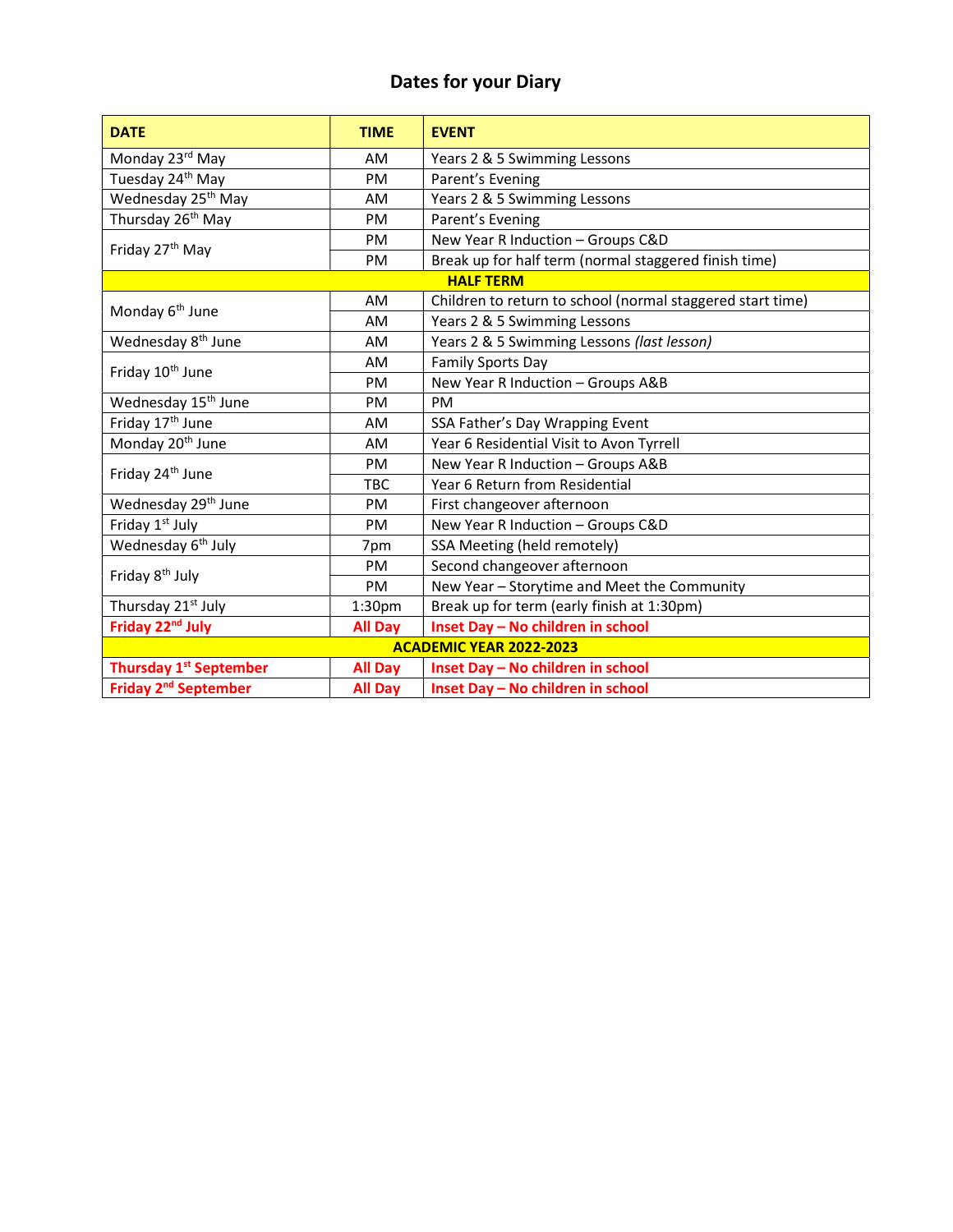# Dates for your Diary

| DATE | TIME | EVENT |
|---|---|---|
| Monday 23rd May | AM | Years 2 & 5 Swimming Lessons |
| Tuesday 24th May | PM | Parent's Evening |
| Wednesday 25th May | AM | Years 2 & 5 Swimming Lessons |
| Thursday 26th May | PM | Parent's Evening |
| Friday 27th May | PM | New Year R Induction – Groups C&D |
| | PM | Break up for half term (normal staggered finish time) |
| **HALF TERM** | | |
| Monday 6th June | AM | Children to return to school (normal staggered start time) |
| | AM | Years 2 & 5 Swimming Lessons |
| Wednesday 8th June | AM | Years 2 & 5 Swimming Lessons *(last lesson)* |
| Friday 10th June | AM | Family Sports Day |
| | PM | New Year R Induction – Groups A&B |
| Wednesday 15th June | PM | PM |
| Friday 17th June | AM | SSA Father's Day Wrapping Event |
| Monday 20th June | AM | Year 6 Residential Visit to Avon Tyrrell |
| Friday 24th June | PM | New Year R Induction – Groups A&B |
| | TBC | Year 6 Return from Residential |
| Wednesday 29th June | PM | First changeover afternoon |
| Friday 1st July | PM | New Year R Induction – Groups C&D |
| Wednesday 6th July | 7pm | SSA Meeting (held remotely) |
| Friday 8th July | PM | Second changeover afternoon |
| | PM | New Year – Storytime and Meet the Community |
| Thursday 21st July | 1:30pm | Break up for term (early finish at 1:30pm) |
| **Friday 22nd July** | **All Day** | **Inset Day – No children in school** |
| **ACADEMIC YEAR 2022-2023** | | |
| **Thursday 1st September** | **All Day** | **Inset Day – No children in school** |
| **Friday 2nd September** | **All Day** | **Inset Day – No children in school** |